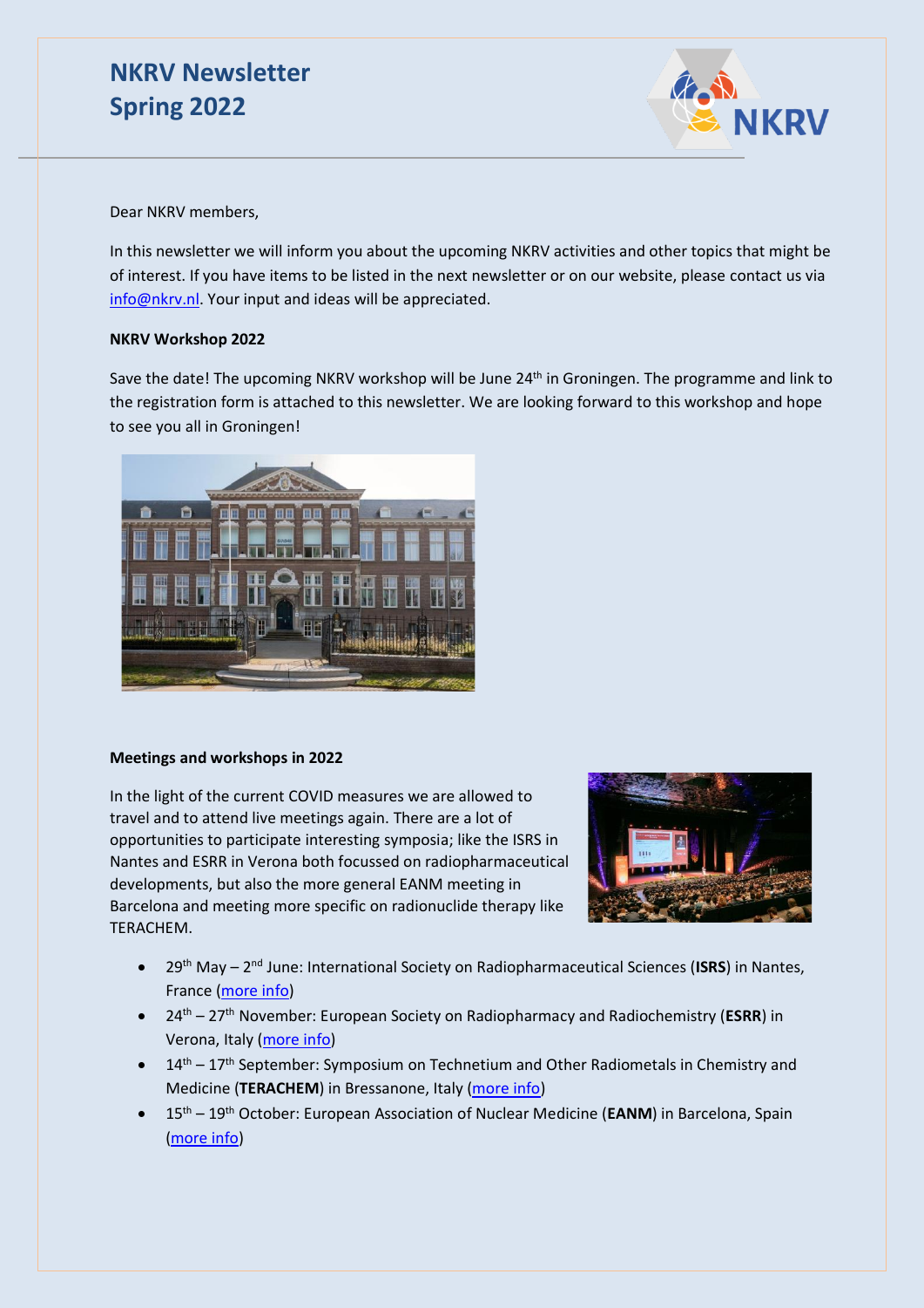# NKRV Newsletter
# Spring 2022

Dear NKRV members,

In this newsletter we will inform you about the upcoming NKRV activities and other topics that might be of interest. If you have items to be listed in the next newsletter or on our website, please contact us via info@nkrv.nl. Your input and ideas will be appreciated.

**NKRV Workshop 2022**

Save the date! The upcoming NKRV workshop will be June 24th in Groningen. The programme and link to the registration form is attached to this newsletter. We are looking forward to this workshop and hope to see you all in Groningen!

**Meetings and workshops in 2022**

In the light of the current COVID measures we are allowed to travel and to attend live meetings again. There are a lot of opportunities to participate interesting symposia; like the ISRS in Nantes and ESRR in Verona both focussed on radiopharmaceutical developments, but also the more general EANM meeting in Barcelona and meeting more specific on radionuclide therapy like TERACHEM.

- 29th May – 2nd June: International Society on Radiopharmaceutical Sciences (**ISRS**) in Nantes, France (more info)
- 24th – 27th November: European Society on Radiopharmacy and Radiochemistry (**ESRR**) in Verona, Italy (more info)
- 14th – 17th September: Symposium on Technetium and Other Radiometals in Chemistry and Medicine (**TERACHEM**) in Bressanone, Italy (more info)
- 15th – 19th October: European Association of Nuclear Medicine (**EANM**) in Barcelona, Spain (more info)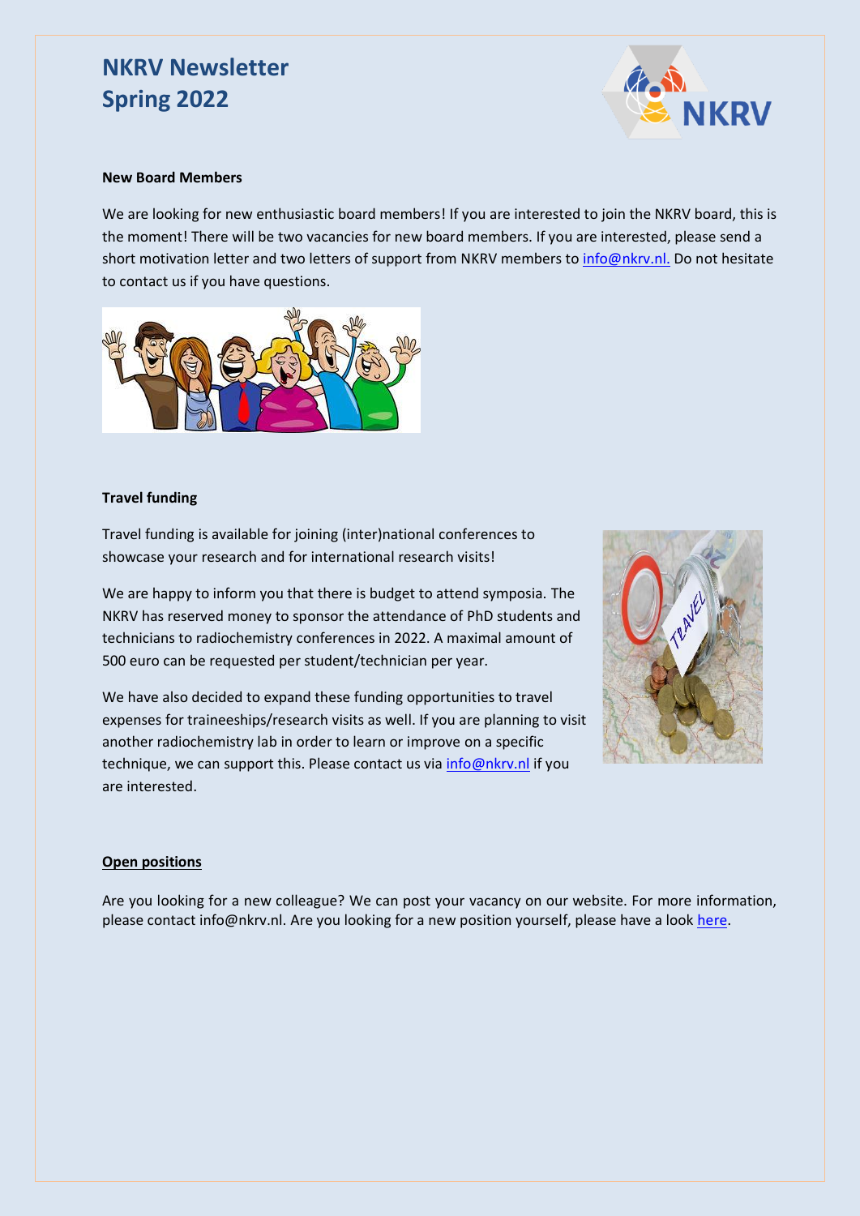# NKRV Newsletter Spring 2022

### New Board Members

We are looking for new enthusiastic board members! If you are interested to join the NKRV board, this is the moment! There will be two vacancies for new board members. If you are interested, please send a short motivation letter and two letters of support from NKRV members to info@nkrv.nl. Do not hesitate to contact us if you have questions.

### Travel funding

Travel funding is available for joining (inter)national conferences to showcase your research and for international research visits!

We are happy to inform you that there is budget to attend symposia. The NKRV has reserved money to sponsor the attendance of PhD students and technicians to radiochemistry conferences in 2022. A maximal amount of 500 euro can be requested per student/technician per year.

We have also decided to expand these funding opportunities to travel expenses for traineeships/research visits as well. If you are planning to visit another radiochemistry lab in order to learn or improve on a specific technique, we can support this. Please contact us via info@nkrv.nl if you are interested.

### Open positions

Are you looking for a new colleague? We can post your vacancy on our website. For more information, please contact info@nkrv.nl. Are you looking for a new position yourself, please have a look here.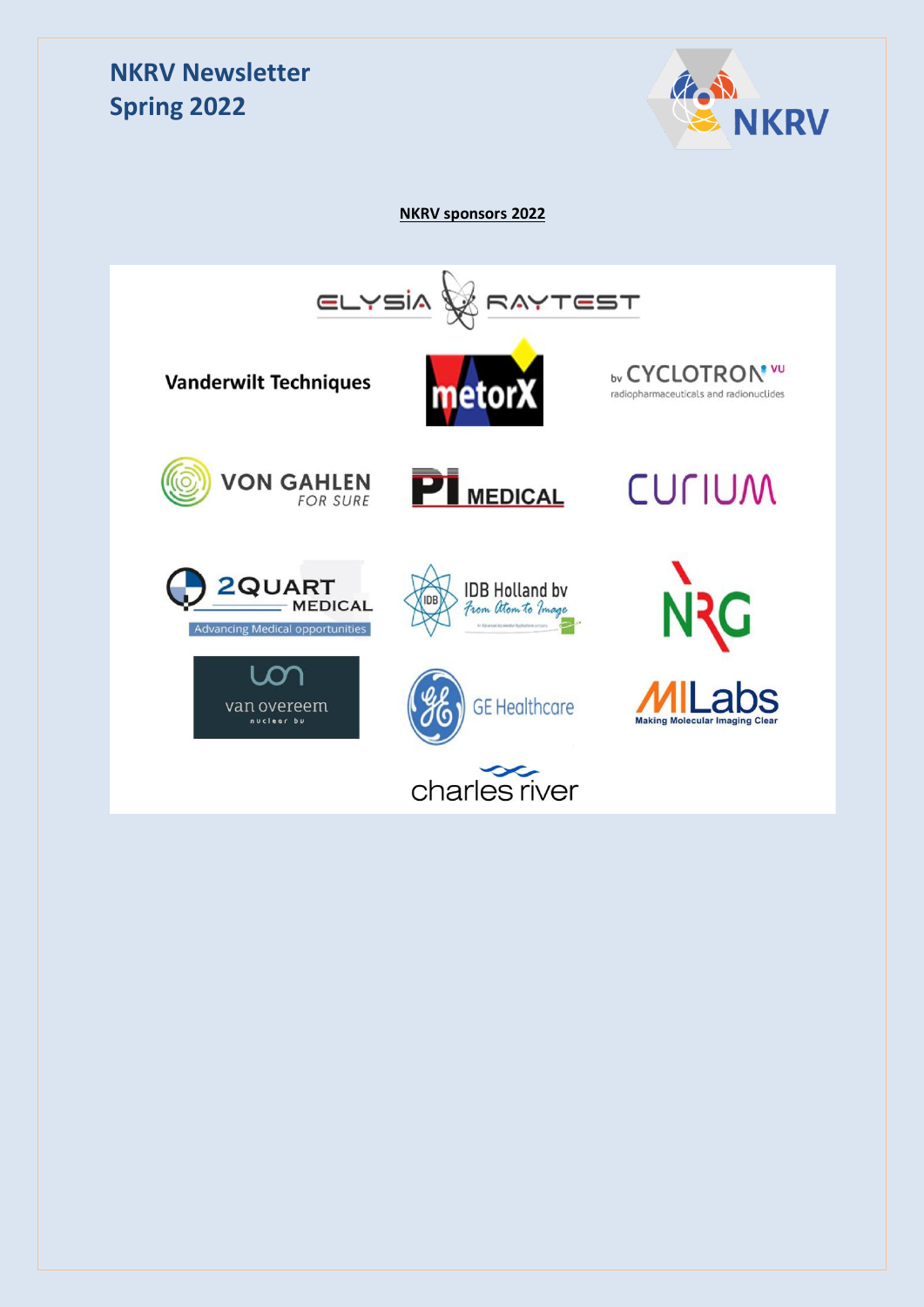# NKRV Newsletter Spring 2022

**NKRV sponsors 2022**

ELYSIA RAYTEST

Vanderwilt Techniques

metorX

bv CYCLOTRON VU radiopharmaceuticals and radionuclides

VON GAHLEN FOR SURE

PI MEDICAL

CURIUM

2QUART MEDICAL Advancing Medical opportunities

IDB Holland bv From Atom to Image

NRG

van overeem nuclear bv

GE Healthcare

MILabs Making Molecular Imaging Clear

charles river